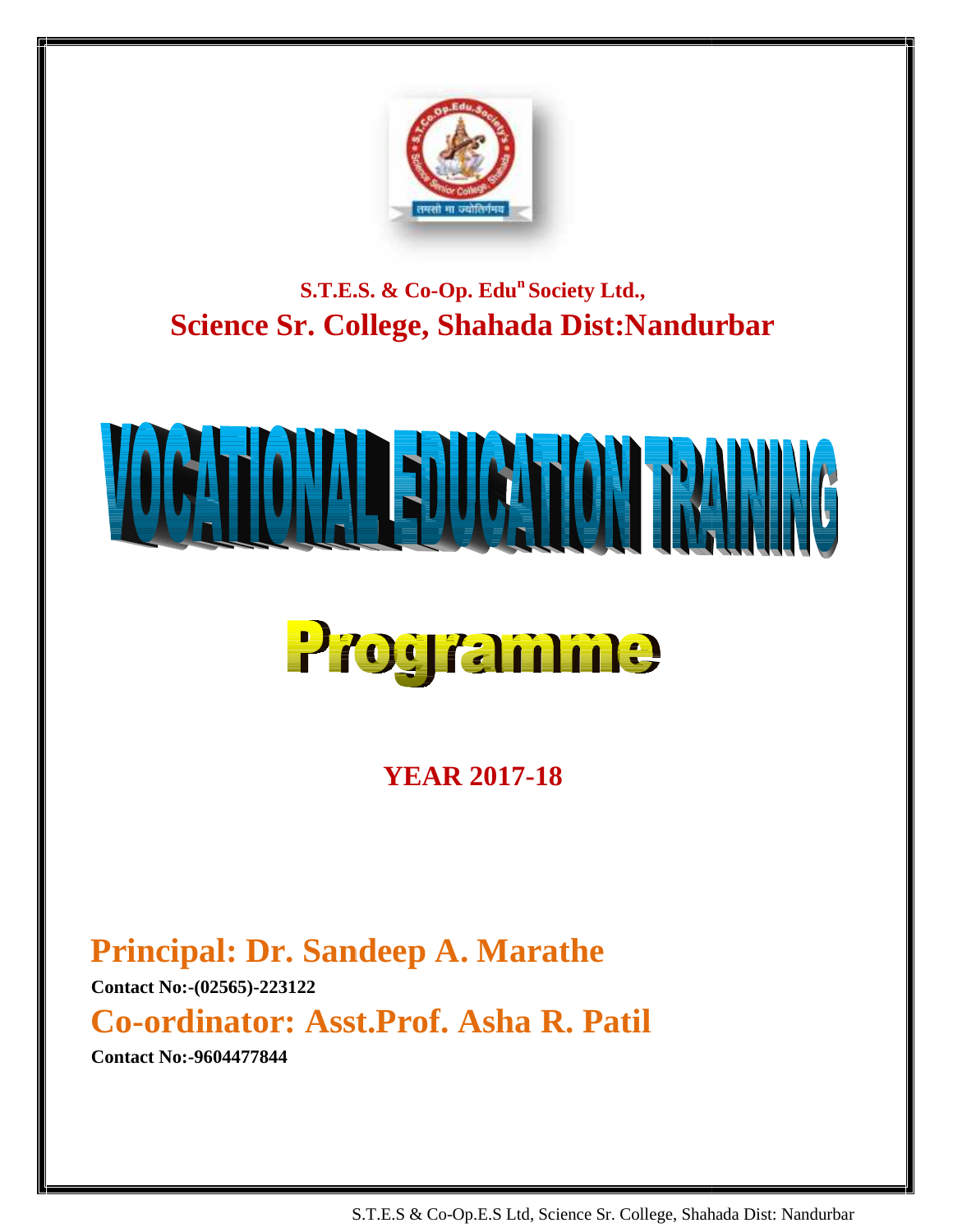S.T.E.S. & Co-Op. Edu[n] Society Ltd.,

# Science Sr. College, Shahada Dist:Nandurbar

# VOCATIONAL EDUCATION TRAINING

# Programme

## YEAR 2017-18

## Principal: Dr. Sandeep A. Marathe

**Contact No:-(02565)-223122**

## Co-ordinator: Asst.Prof. Asha R. Patil

**Contact No:-9604477844**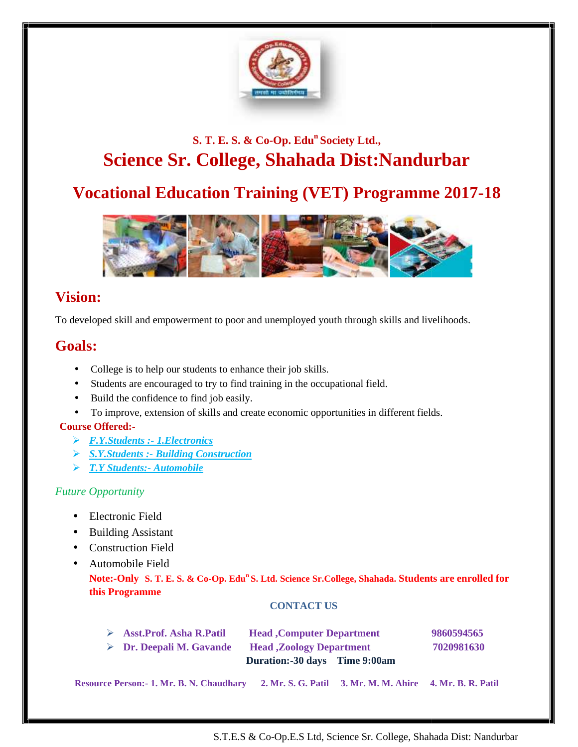S. T. E. S. & Co-Op. Edu[n] Society Ltd.,

# Science Sr. College, Shahada Dist:Nandurbar

## Vocational Education Training (VET) Programme 2017-18

## Vision:

To developed skill and empowerment to poor and unemployed youth through skills and livelihoods.

## Goals:

- College is to help our students to enhance their job skills.
- Students are encouraged to try to find training in the occupational field.
- Build the confidence to find job easily.
- To improve, extension of skills and create economic opportunities in different fields.

**Course Offered:-**

- ***F.Y.Students :- 1.Electronics***
- ***S.Y.Students :- Building Construction***
- ***T.Y Students:- Automobile***

*Future Opportunity*

- Electronic Field
- Building Assistant
- Construction Field
- Automobile Field

**Note:-Only S. T. E. S. & Co-Op. Edu[n] S. Ltd. Science Sr.College, Shahada. Students are enrolled for this Programme**

**CONTACT US**

| | | |
|---|---|---|
| **Asst.Prof. Asha R.Patil** | **Head ,Computer Department** | **9860594565** |
| **Dr. Deepali M. Gavande** | **Head ,Zoology Department** | **7020981630** |

**Duration:-30 days Time 9:00am**

**Resource Person:- 1. Mr. B. N. Chaudhary 2. Mr. S. G. Patil 3. Mr. M. M. Ahire 4. Mr. B. R. Patil**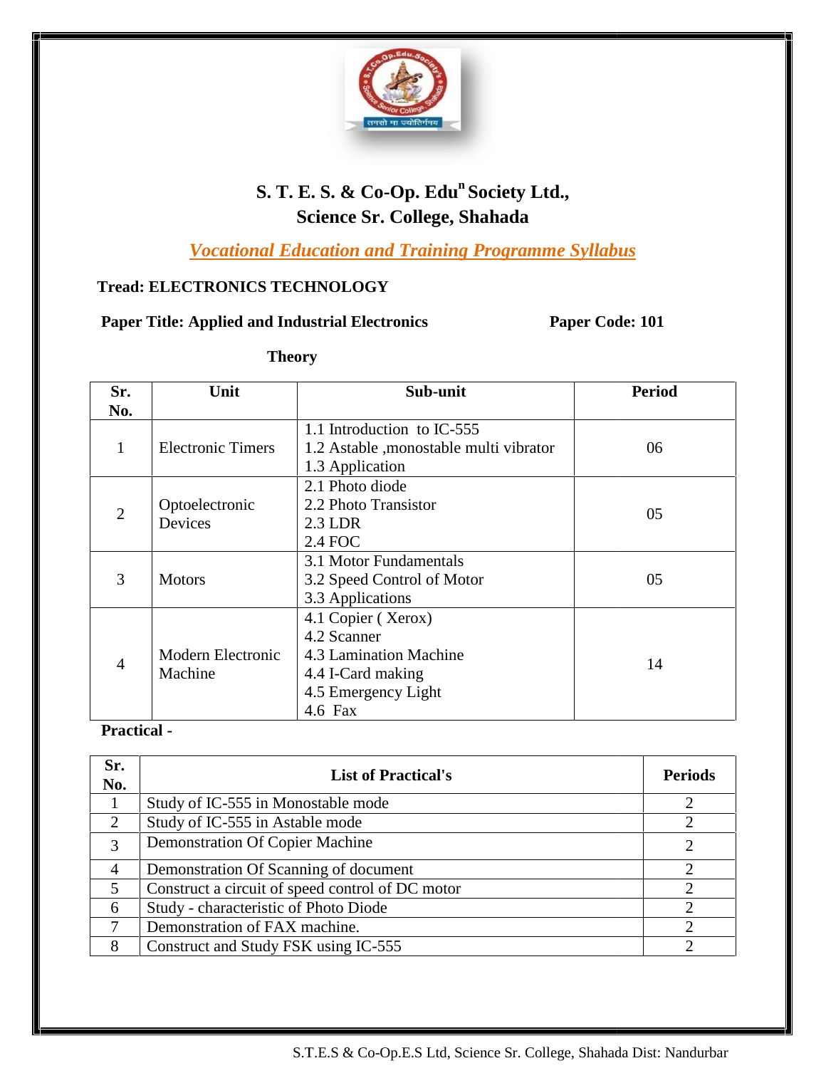# S. T. E. S. & Co-Op. Edu[n] Society Ltd.,
# Science Sr. College, Shahada

## *Vocational Education and Training Programme Syllabus*

**Tread: ELECTRONICS TECHNOLOGY**

**Paper Title: Applied and Industrial Electronics** **Paper Code: 101**

**Theory**

| Sr. No. | Unit | Sub-unit | Period |
|---|---|---|---|
| 1 | Electronic Timers | 1.1 Introduction to IC-555<br>1.2 Astable ,monostable multi vibrator<br>1.3 Application | 06 |
| 2 | Optoelectronic Devices | 2.1 Photo diode<br>2.2 Photo Transistor<br>2.3 LDR<br>2.4 FOC | 05 |
| 3 | Motors | 3.1 Motor Fundamentals<br>3.2 Speed Control of Motor<br>3.3 Applications | 05 |
| 4 | Modern Electronic Machine | 4.1 Copier ( Xerox)<br>4.2 Scanner<br>4.3 Lamination Machine<br>4.4 I-Card making<br>4.5 Emergency Light<br>4.6 Fax | 14 |

**Practical -**

| Sr. No. | List of Practical's | Periods |
|---|---|---|
| 1 | Study of IC-555 in Monostable mode | 2 |
| 2 | Study of IC-555 in Astable mode | 2 |
| 3 | Demonstration Of Copier Machine | 2 |
| 4 | Demonstration Of Scanning of document | 2 |
| 5 | Construct a circuit of speed control of DC motor | 2 |
| 6 | Study - characteristic of Photo Diode | 2 |
| 7 | Demonstration of FAX machine. | 2 |
| 8 | Construct and Study FSK using IC-555 | 2 |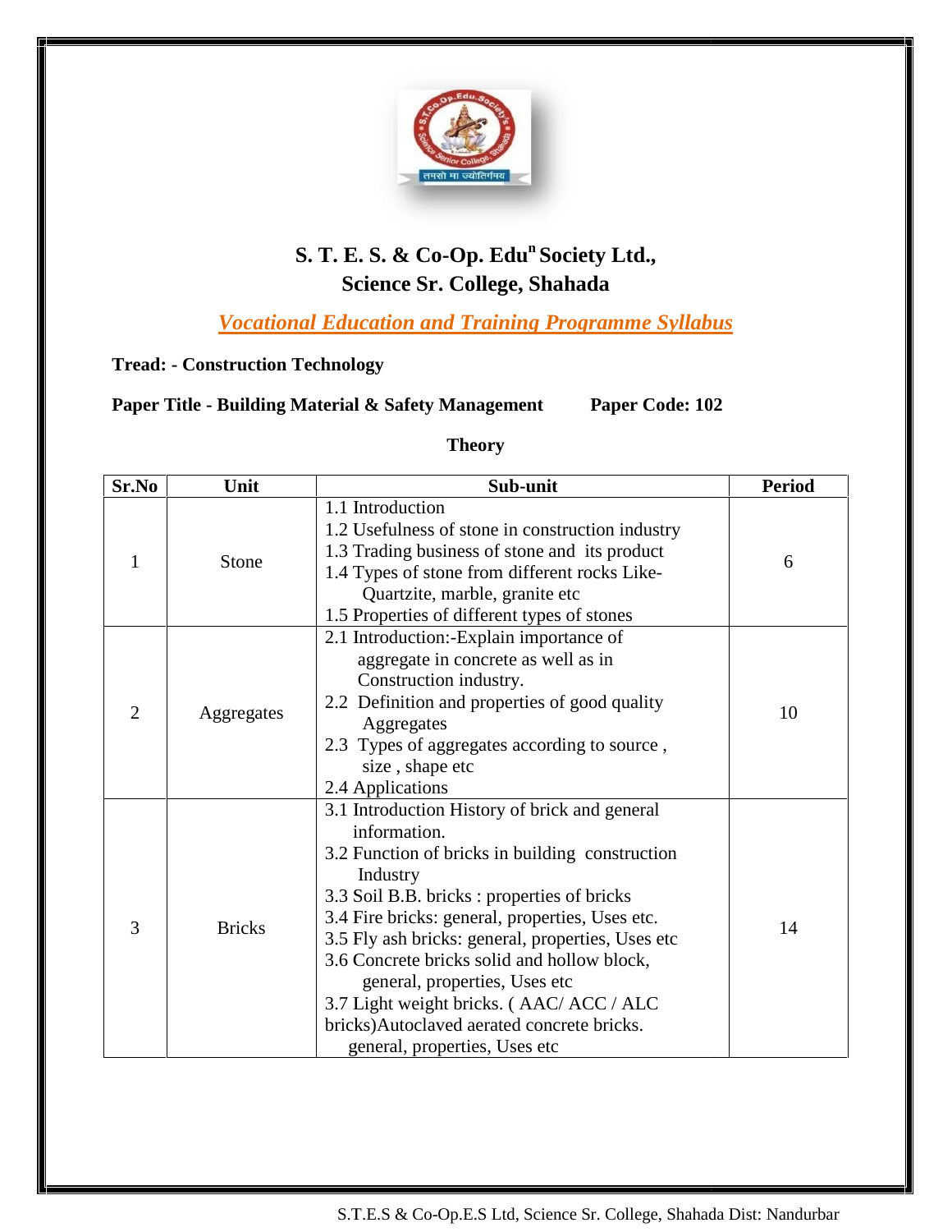## S. T. E. S. & Co-Op. Edu[n] Society Ltd.,
## Science Sr. College, Shahada

***Vocational Education and Training Programme Syllabus***

**Tread: - Construction Technology**

**Paper Title - Building Material & Safety Management** **Paper Code: 102**

**Theory**

| Sr.No | Unit | Sub-unit | Period |
|---|---|---|---|
| 1 | Stone | 1.1 Introduction<br>1.2 Usefulness of stone in construction industry<br>1.3 Trading business of stone and its product<br>1.4 Types of stone from different rocks Like- Quartzite, marble, granite etc<br>1.5 Properties of different types of stones | 6 |
| 2 | Aggregates | 2.1 Introduction:-Explain importance of aggregate in concrete as well as in Construction industry.<br>2.2 Definition and properties of good quality Aggregates<br>2.3 Types of aggregates according to source , size , shape etc<br>2.4 Applications | 10 |
| 3 | Bricks | 3.1 Introduction History of brick and general information.<br>3.2 Function of bricks in building construction Industry<br>3.3 Soil B.B. bricks : properties of bricks<br>3.4 Fire bricks: general, properties, Uses etc.<br>3.5 Fly ash bricks: general, properties, Uses etc<br>3.6 Concrete bricks solid and hollow block, general, properties, Uses etc<br>3.7 Light weight bricks. ( AAC/ ACC / ALC bricks)Autoclaved aerated concrete bricks. general, properties, Uses etc | 14 |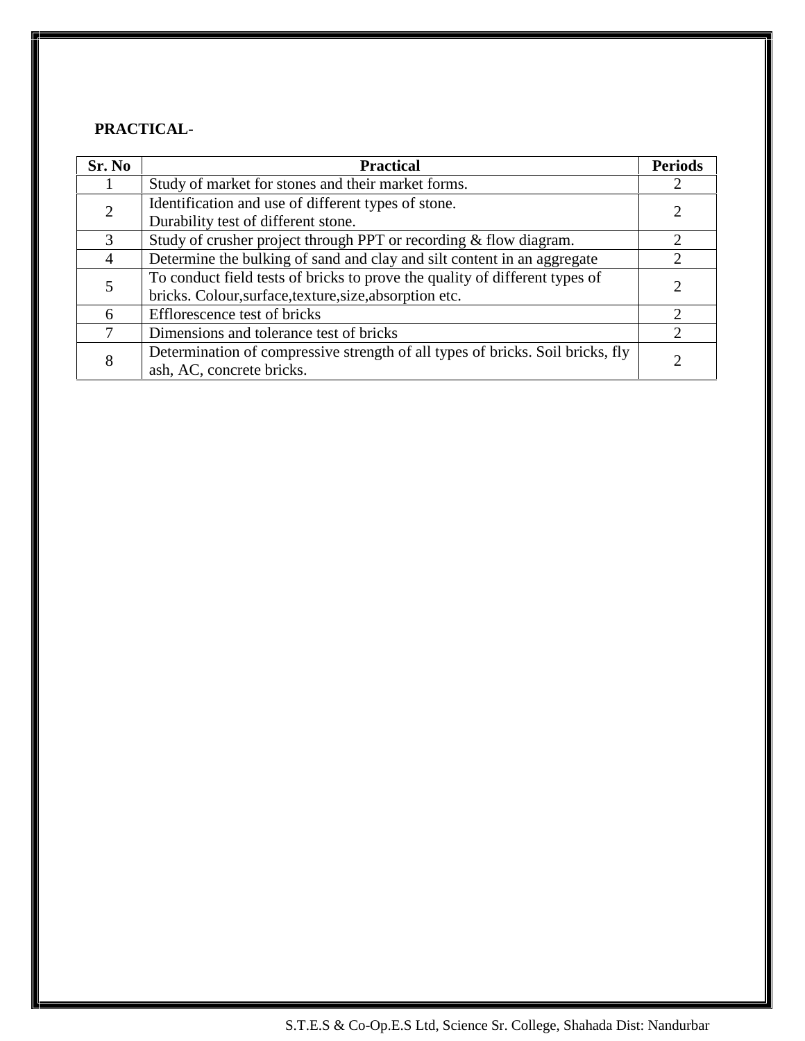**PRACTICAL-**

| Sr. No | Practical | Periods |
|---|---|---|
| 1 | Study of market for stones and their market forms. | 2 |
| 2 | Identification and use of different types of stone.<br>Durability test of different stone. | 2 |
| 3 | Study of crusher project through PPT or recording & flow diagram. | 2 |
| 4 | Determine the bulking of sand and clay and silt content in an aggregate | 2 |
| 5 | To conduct field tests of bricks to prove the quality of different types of bricks. Colour,surface,texture,size,absorption etc. | 2 |
| 6 | Efflorescence test of bricks | 2 |
| 7 | Dimensions and tolerance test of bricks | 2 |
| 8 | Determination of compressive strength of all types of bricks. Soil bricks, fly ash, AC, concrete bricks. | 2 |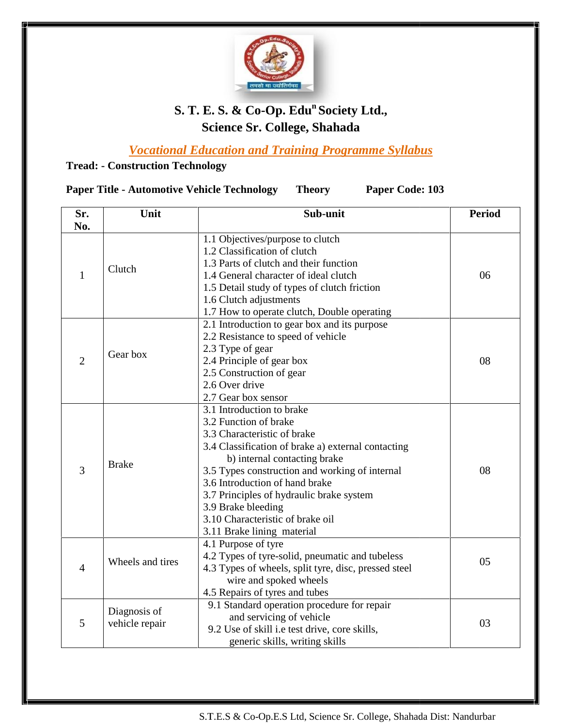# S. T. E. S. & Co-Op. Edu[n] Society Ltd.,

# Science Sr. College, Shahada

## *Vocational Education and Training Programme Syllabus*

**Tread: - Construction Technology**

**Paper Title - Automotive Vehicle Technology    Theory    Paper Code: 103**

| Sr. No. | Unit | Sub-unit | Period |
|---|---|---|---|
| 1 | Clutch | 1.1 Objectives/purpose to clutch<br>1.2 Classification of clutch<br>1.3 Parts of clutch and their function<br>1.4 General character of ideal clutch<br>1.5 Detail study of types of clutch friction<br>1.6 Clutch adjustments<br>1.7 How to operate clutch, Double operating | 06 |
| 2 | Gear box | 2.1 Introduction to gear box and its purpose<br>2.2 Resistance to speed of vehicle<br>2.3 Type of gear<br>2.4 Principle of gear box<br>2.5 Construction of gear<br>2.6 Over drive<br>2.7 Gear box sensor | 08 |
| 3 | Brake | 3.1 Introduction to brake<br>3.2 Function of brake<br>3.3 Characteristic of brake<br>3.4 Classification of brake a) external contacting<br>b) internal contacting brake<br>3.5 Types construction and working of internal<br>3.6 Introduction of hand brake<br>3.7 Principles of hydraulic brake system<br>3.9 Brake bleeding<br>3.10 Characteristic of brake oil<br>3.11 Brake lining material | 08 |
| 4 | Wheels and tires | 4.1 Purpose of tyre<br>4.2 Types of tyre-solid, pneumatic and tubeless<br>4.3 Types of wheels, split tyre, disc, pressed steel wire and spoked wheels<br>4.5 Repairs of tyres and tubes | 05 |
| 5 | Diagnosis of vehicle repair | 9.1 Standard operation procedure for repair and servicing of vehicle<br>9.2 Use of skill i.e test drive, core skills, generic skills, writing skills | 03 |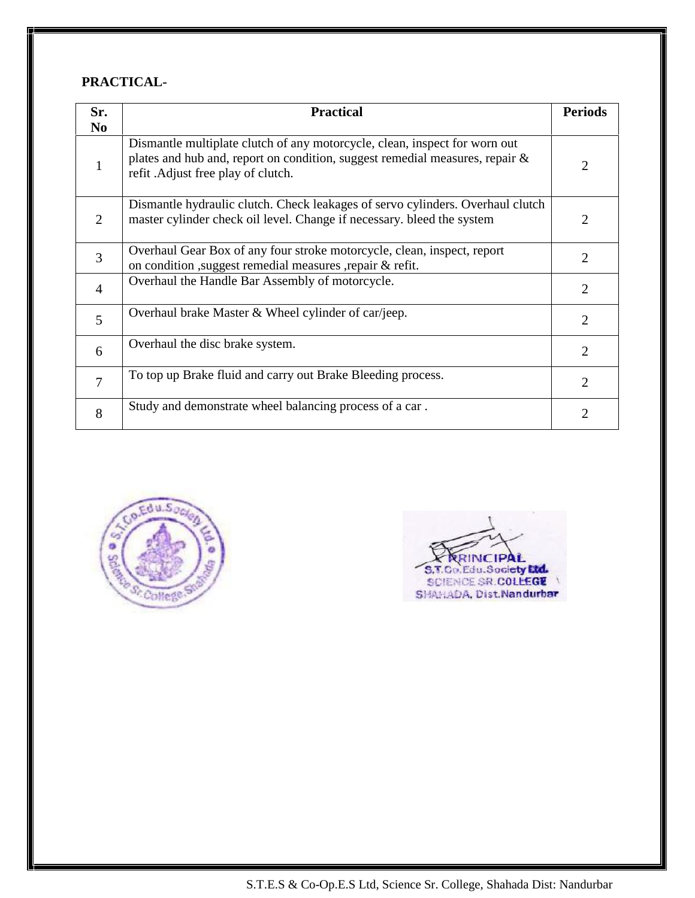**PRACTICAL-**

| Sr. No | Practical | Periods |
|---|---|---|
| 1 | Dismantle multiplate clutch of any motorcycle, clean, inspect for worn out plates and hub and, report on condition, suggest remedial measures, repair & refit .Adjust free play of clutch. | 2 |
| 2 | Dismantle hydraulic clutch. Check leakages of servo cylinders. Overhaul clutch master cylinder check oil level. Change if necessary. bleed the system | 2 |
| 3 | Overhaul Gear Box of any four stroke motorcycle, clean, inspect, report on condition ,suggest remedial measures ,repair & refit. | 2 |
| 4 | Overhaul the Handle Bar Assembly of motorcycle. | 2 |
| 5 | Overhaul brake Master & Wheel cylinder of car/jeep. | 2 |
| 6 | Overhaul the disc brake system. | 2 |
| 7 | To top up Brake fluid and carry out Brake Bleeding process. | 2 |
| 8 | Study and demonstrate wheel balancing process of a car . | 2 |

PRINCIPAL
S.T.Co.Edu.Society Ltd.
SCIENCE SR.COLLEGE
SHAHADA, Dist.Nandurbar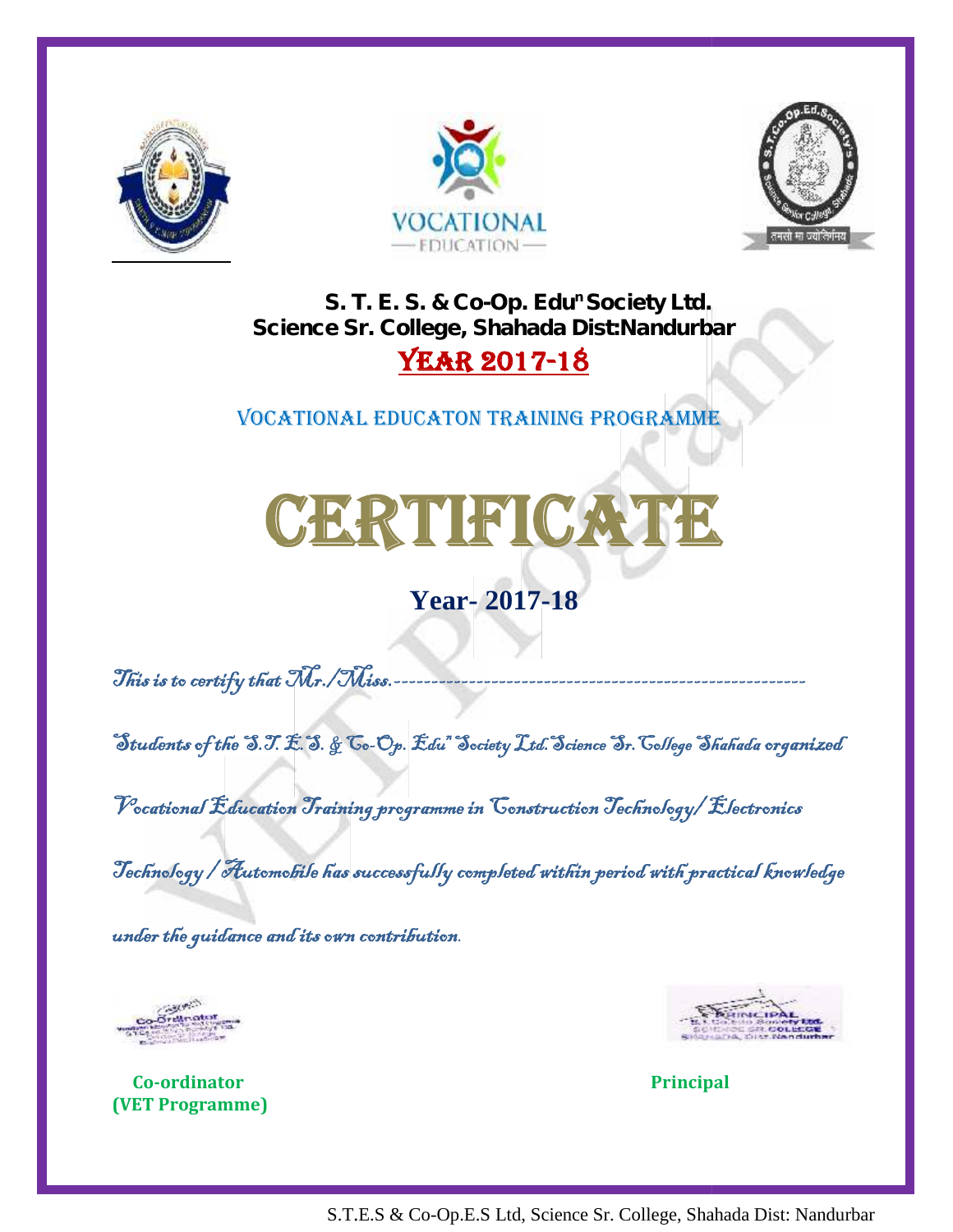**S. T. E. S. & Co-Op. Edu[n] Society Ltd.**
**Science Sr. College, Shahada Dist:Nandurbar**

## YEAR 2017-18

VOCATIONAL EDUCATON TRAINING PROGRAMME

# CERTIFICATE

## Year- 2017-18

*This is to certify that Mr./Miss.--------------------------------------------------------*

*Students of the S.T.E.S. & Co-Op. Edu[n] Society Ltd. Science Sr. College Shahada organized Vocational Education Training programme in Construction Technology/ Electronics Technology / Automobile has successfully completed within period with practical knowledge under the guidance and its own contribution.*

Co-ordinator
(VET Programme)
Principal

**Co-ordinator**
**(VET Programme)**

PRINCIPAL
S.T.Co-Op.Edu Society Ltd.
SCIENCE SR. COLLEGE
SHAHADA, Dist.Nandurbar

**Principal**